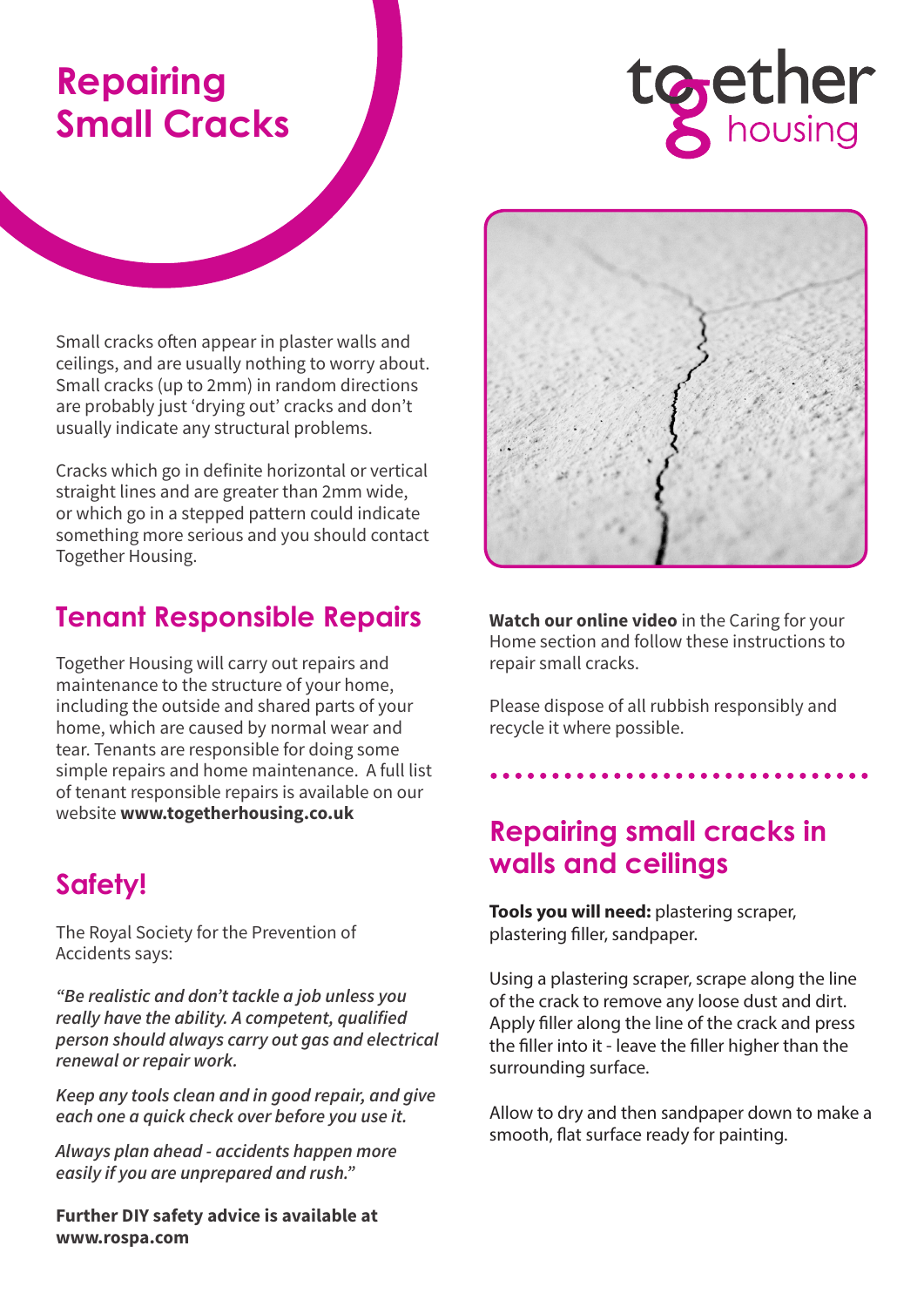# Repairing Small Cracks

together housing

Small cracks often appear in plaster walls and ceilings, and are usually nothing to worry about. Small cracks (up to 2mm) in random directions are probably just 'drying out' cracks and don't usually indicate any structural problems.

Cracks which go in definite horizontal or vertical straight lines and are greater than 2mm wide, or which go in a stepped pattern could indicate something more serious and you should contact Together Housing.

## Tenant Responsible Repairs

Together Housing will carry out repairs and maintenance to the structure of your home, including the outside and shared parts of your home, which are caused by normal wear and tear. Tenants are responsible for doing some simple repairs and home maintenance. A full list of tenant responsible repairs is available on our website **www.togetherhousing.co.uk**

## Safety!

The Royal Society for the Prevention of Accidents says:

*"Be realistic and don't tackle a job unless you really have the ability. A competent, qualified person should always carry out gas and electrical renewal or repair work.*

*Keep any tools clean and in good repair, and give each one a quick check over before you use it.*

*Always plan ahead - accidents happen more easily if you are unprepared and rush."*

**Further DIY safety advice is available at www.rospa.com**

**Watch our online video** in the Caring for your Home section and follow these instructions to repair small cracks.

Please dispose of all rubbish responsibly and recycle it where possible.

## Repairing small cracks in walls and ceilings

**Tools you will need:** plastering scraper, plastering filler, sandpaper.

Using a plastering scraper, scrape along the line of the crack to remove any loose dust and dirt. Apply filler along the line of the crack and press the filler into it - leave the filler higher than the surrounding surface.

Allow to dry and then sandpaper down to make a smooth, flat surface ready for painting.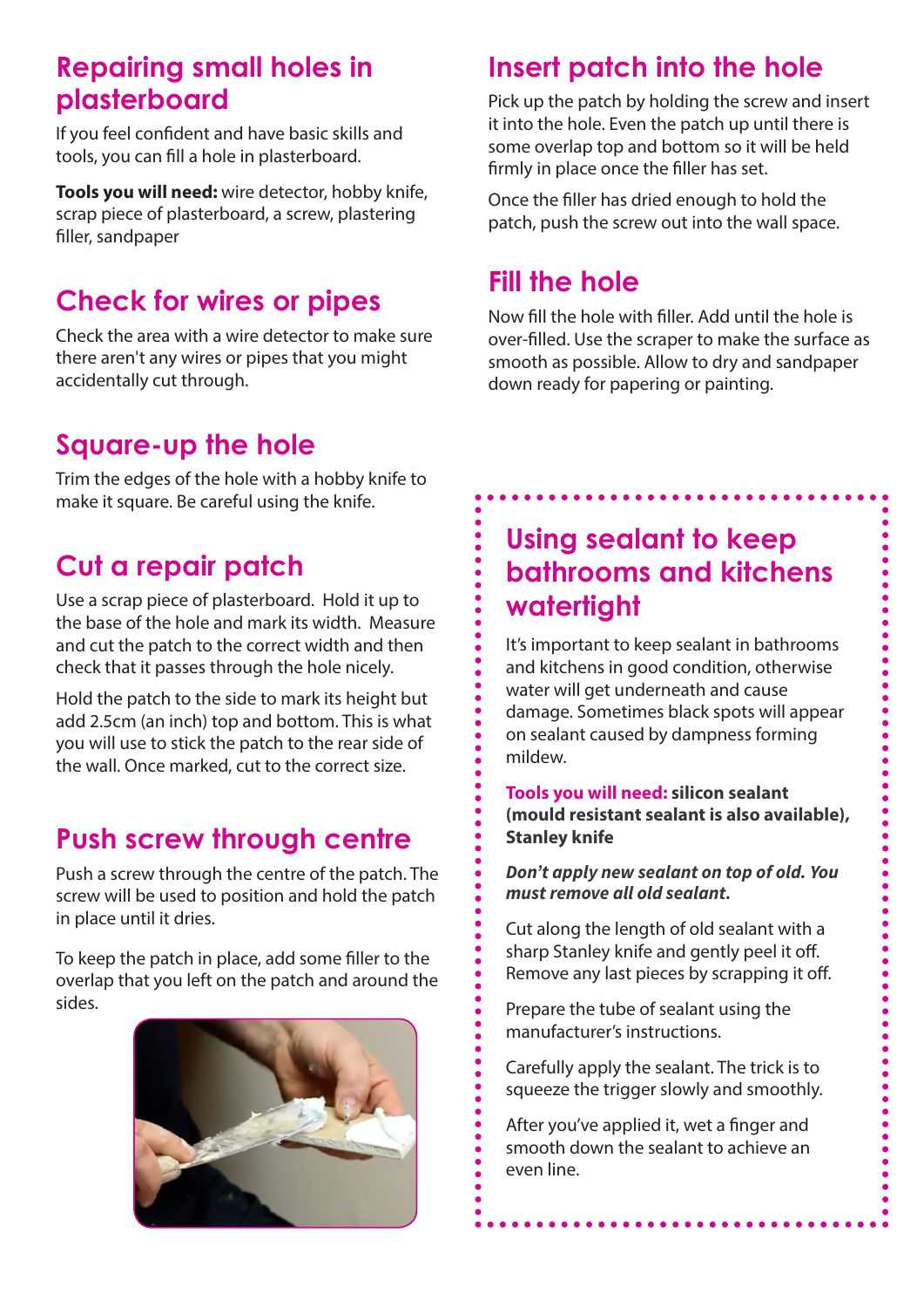## Repairing small holes in plasterboard

If you feel confident and have basic skills and tools, you can fill a hole in plasterboard.

**Tools you will need:** wire detector, hobby knife, scrap piece of plasterboard, a screw, plastering filler, sandpaper

## Check for wires or pipes

Check the area with a wire detector to make sure there aren't any wires or pipes that you might accidentally cut through.

## Square-up the hole

Trim the edges of the hole with a hobby knife to make it square. Be careful using the knife.

## Cut a repair patch

Use a scrap piece of plasterboard. Hold it up to the base of the hole and mark its width. Measure and cut the patch to the correct width and then check that it passes through the hole nicely.

Hold the patch to the side to mark its height but add 2.5cm (an inch) top and bottom. This is what you will use to stick the patch to the rear side of the wall. Once marked, cut to the correct size.

## Push screw through centre

Push a screw through the centre of the patch. The screw will be used to position and hold the patch in place until it dries.

To keep the patch in place, add some filler to the overlap that you left on the patch and around the sides.

## Insert patch into the hole

Pick up the patch by holding the screw and insert it into the hole. Even the patch up until there is some overlap top and bottom so it will be held firmly in place once the filler has set.

Once the filler has dried enough to hold the patch, push the screw out into the wall space.

## Fill the hole

Now fill the hole with filler. Add until the hole is over-filled. Use the scraper to make the surface as smooth as possible. Allow to dry and sandpaper down ready for papering or painting.

## Using sealant to keep bathrooms and kitchens watertight

It's important to keep sealant in bathrooms and kitchens in good condition, otherwise water will get underneath and cause damage. Sometimes black spots will appear on sealant caused by dampness forming mildew.

**Tools you will need: silicon sealant (mould resistant sealant is also available), Stanley knife**

***Don't apply new sealant on top of old. You must remove all old sealant.***

Cut along the length of old sealant with a sharp Stanley knife and gently peel it off. Remove any last pieces by scrapping it off.

Prepare the tube of sealant using the manufacturer's instructions.

Carefully apply the sealant. The trick is to squeeze the trigger slowly and smoothly.

After you've applied it, wet a finger and smooth down the sealant to achieve an even line.